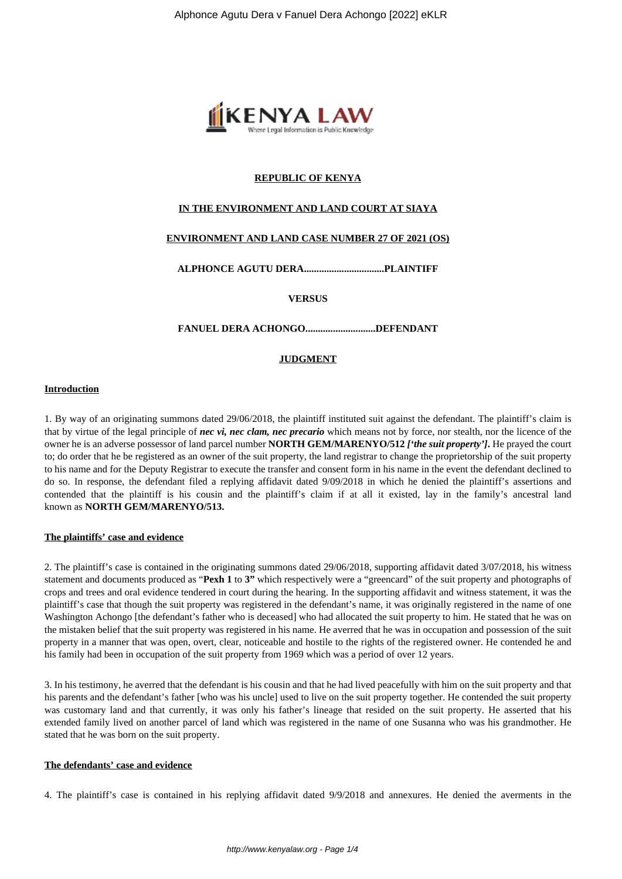**REPUBLIC OF KENYA**

**IN THE ENVIRONMENT AND LAND COURT AT SIAYA**

**ENVIRONMENT AND LAND CASE NUMBER 27 OF 2021 (OS)**

**ALPHONCE AGUTU DERA................................PLAINTIFF**

**VERSUS**

**FANUEL DERA ACHONGO............................DEFENDANT**

**JUDGMENT**

**Introduction**

1. By way of an originating summons dated 29/06/2018, the plaintiff instituted suit against the defendant. The plaintiff's claim is that by virtue of the legal principle of ***nec vi, nec clam, nec precario*** which means not by force, nor stealth, nor the licence of the owner he is an adverse possessor of land parcel number **NORTH GEM/MARENYO/512** ***['the suit property'].*** He prayed the court to; do order that he be registered as an owner of the suit property, the land registrar to change the proprietorship of the suit property to his name and for the Deputy Registrar to execute the transfer and consent form in his name in the event the defendant declined to do so. In response, the defendant filed a replying affidavit dated 9/09/2018 in which he denied the plaintiff's assertions and contended that the plaintiff is his cousin and the plaintiff's claim if at all it existed, lay in the family's ancestral land known as **NORTH GEM/MARENYO/513.**

**The plaintiffs' case and evidence**

2. The plaintiff's case is contained in the originating summons dated 29/06/2018, supporting affidavit dated 3/07/2018, his witness statement and documents produced as "**Pexh 1** to **3"** which respectively were a "greencard" of the suit property and photographs of crops and trees and oral evidence tendered in court during the hearing. In the supporting affidavit and witness statement, it was the plaintiff's case that though the suit property was registered in the defendant's name, it was originally registered in the name of one Washington Achongo [the defendant's father who is deceased] who had allocated the suit property to him. He stated that he was on the mistaken belief that the suit property was registered in his name. He averred that he was in occupation and possession of the suit property in a manner that was open, overt, clear, noticeable and hostile to the rights of the registered owner. He contended he and his family had been in occupation of the suit property from 1969 which was a period of over 12 years.

3. In his testimony, he averred that the defendant is his cousin and that he had lived peacefully with him on the suit property and that his parents and the defendant's father [who was his uncle] used to live on the suit property together. He contended the suit property was customary land and that currently, it was only his father's lineage that resided on the suit property. He asserted that his extended family lived on another parcel of land which was registered in the name of one Susanna who was his grandmother. He stated that he was born on the suit property.

**The defendants' case and evidence**

4. The plaintiff's case is contained in his replying affidavit dated 9/9/2018 and annexures. He denied the averments in the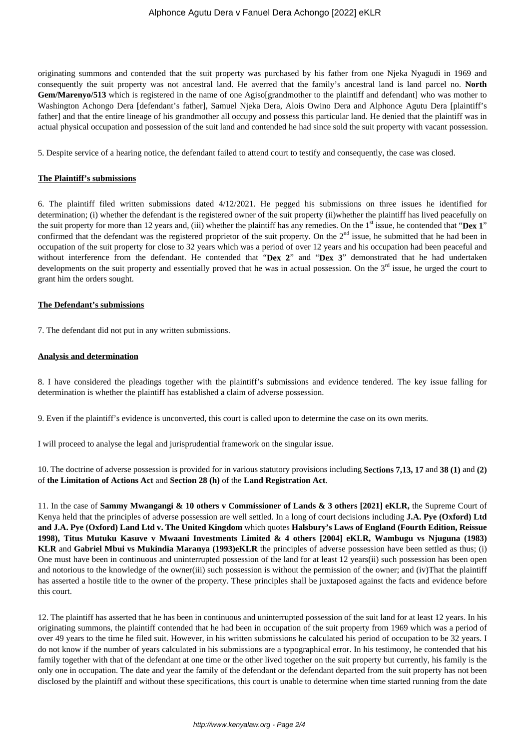originating summons and contended that the suit property was purchased by his father from one Njeka Nyagudi in 1969 and consequently the suit property was not ancestral land. He averred that the family's ancestral land is land parcel no. **North Gem/Marenyo/513** which is registered in the name of one Agiso[grandmother to the plaintiff and defendant] who was mother to Washington Achongo Dera [defendant's father], Samuel Njeka Dera, Alois Owino Dera and Alphonce Agutu Dera [plaintiff's father] and that the entire lineage of his grandmother all occupy and possess this particular land. He denied that the plaintiff was in actual physical occupation and possession of the suit land and contended he had since sold the suit property with vacant possession.

5. Despite service of a hearing notice, the defendant failed to attend court to testify and consequently, the case was closed.

**The Plaintiff's submissions**

6. The plaintiff filed written submissions dated 4/12/2021. He pegged his submissions on three issues he identified for determination; (i) whether the defendant is the registered owner of the suit property (ii)whether the plaintiff has lived peacefully on the suit property for more than 12 years and, (iii) whether the plaintiff has any remedies. On the 1st issue, he contended that "**Dex 1**" confirmed that the defendant was the registered proprietor of the suit property. On the 2nd issue, he submitted that he had been in occupation of the suit property for close to 32 years which was a period of over 12 years and his occupation had been peaceful and without interference from the defendant. He contended that "**Dex 2**" and "**Dex 3**" demonstrated that he had undertaken developments on the suit property and essentially proved that he was in actual possession. On the 3rd issue, he urged the court to grant him the orders sought.

**The Defendant's submissions**

7. The defendant did not put in any written submissions.

**Analysis and determination**

8. I have considered the pleadings together with the plaintiff's submissions and evidence tendered. The key issue falling for determination is whether the plaintiff has established a claim of adverse possession.

9. Even if the plaintiff's evidence is unconverted, this court is called upon to determine the case on its own merits.

I will proceed to analyse the legal and jurisprudential framework on the singular issue.

10. The doctrine of adverse possession is provided for in various statutory provisions including **Sections 7,13, 17** and **38 (1)** and **(2)** of **the Limitation of Actions Act** and **Section 28 (h)** of the **Land Registration Act**.

11. In the case of **Sammy Mwangangi & 10 others v Commissioner of Lands & 3 others [2021] eKLR,** the Supreme Court of Kenya held that the principles of adverse possession are well settled. In a long of court decisions including **J.A. Pye (Oxford) Ltd and J.A. Pye (Oxford) Land Ltd v. The United Kingdom** which quotes **Halsbury's Laws of England (Fourth Edition, Reissue 1998), Titus Mutuku Kasuve v Mwaani Investments Limited & 4 others [2004] eKLR, Wambugu vs Njuguna (1983) KLR** and **Gabriel Mbui vs Mukindia Maranya (1993)eKLR** the principles of adverse possession have been settled as thus; (i) One must have been in continuous and uninterrupted possession of the land for at least 12 years(ii) such possession has been open and notorious to the knowledge of the owner(iii) such possession is without the permission of the owner; and (iv)That the plaintiff has asserted a hostile title to the owner of the property. These principles shall be juxtaposed against the facts and evidence before this court.

12. The plaintiff has asserted that he has been in continuous and uninterrupted possession of the suit land for at least 12 years. In his originating summons, the plaintiff contended that he had been in occupation of the suit property from 1969 which was a period of over 49 years to the time he filed suit. However, in his written submissions he calculated his period of occupation to be 32 years. I do not know if the number of years calculated in his submissions are a typographical error. In his testimony, he contended that his family together with that of the defendant at one time or the other lived together on the suit property but currently, his family is the only one in occupation. The date and year the family of the defendant or the defendant departed from the suit property has not been disclosed by the plaintiff and without these specifications, this court is unable to determine when time started running from the date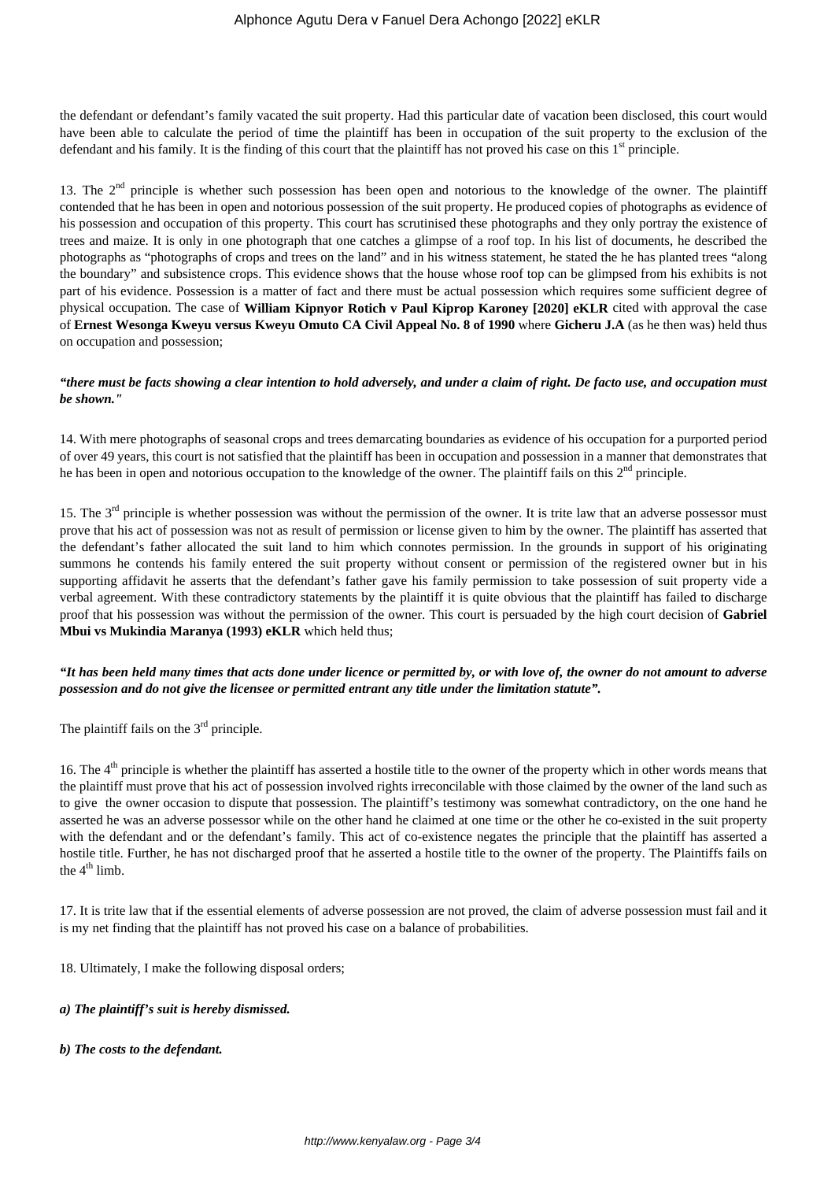the defendant or defendant's family vacated the suit property. Had this particular date of vacation been disclosed, this court would have been able to calculate the period of time the plaintiff has been in occupation of the suit property to the exclusion of the defendant and his family. It is the finding of this court that the plaintiff has not proved his case on this 1st principle.

13. The 2nd principle is whether such possession has been open and notorious to the knowledge of the owner. The plaintiff contended that he has been in open and notorious possession of the suit property. He produced copies of photographs as evidence of his possession and occupation of this property. This court has scrutinised these photographs and they only portray the existence of trees and maize. It is only in one photograph that one catches a glimpse of a roof top. In his list of documents, he described the photographs as "photographs of crops and trees on the land" and in his witness statement, he stated the he has planted trees "along the boundary" and subsistence crops. This evidence shows that the house whose roof top can be glimpsed from his exhibits is not part of his evidence. Possession is a matter of fact and there must be actual possession which requires some sufficient degree of physical occupation. The case of **William Kipnyor Rotich v Paul Kiprop Karoney [2020] eKLR** cited with approval the case of **Ernest Wesonga Kweyu versus Kweyu Omuto CA Civil Appeal No. 8 of 1990** where **Gicheru J.A** (as he then was) held thus on occupation and possession;

***"there must be facts showing a clear intention to hold adversely, and under a claim of right. De facto use, and occupation must be shown."***

14. With mere photographs of seasonal crops and trees demarcating boundaries as evidence of his occupation for a purported period of over 49 years, this court is not satisfied that the plaintiff has been in occupation and possession in a manner that demonstrates that he has been in open and notorious occupation to the knowledge of the owner. The plaintiff fails on this 2nd principle.

15. The 3rd principle is whether possession was without the permission of the owner. It is trite law that an adverse possessor must prove that his act of possession was not as result of permission or license given to him by the owner. The plaintiff has asserted that the defendant's father allocated the suit land to him which connotes permission. In the grounds in support of his originating summons he contends his family entered the suit property without consent or permission of the registered owner but in his supporting affidavit he asserts that the defendant's father gave his family permission to take possession of suit property vide a verbal agreement. With these contradictory statements by the plaintiff it is quite obvious that the plaintiff has failed to discharge proof that his possession was without the permission of the owner. This court is persuaded by the high court decision of **Gabriel Mbui vs Mukindia Maranya (1993) eKLR** which held thus;

***"It has been held many times that acts done under licence or permitted by, or with love of, the owner do not amount to adverse possession and do not give the licensee or permitted entrant any title under the limitation statute".***

The plaintiff fails on the 3rd principle.

16. The 4th principle is whether the plaintiff has asserted a hostile title to the owner of the property which in other words means that the plaintiff must prove that his act of possession involved rights irreconcilable with those claimed by the owner of the land such as to give the owner occasion to dispute that possession. The plaintiff's testimony was somewhat contradictory, on the one hand he asserted he was an adverse possessor while on the other hand he claimed at one time or the other he co-existed in the suit property with the defendant and or the defendant's family. This act of co-existence negates the principle that the plaintiff has asserted a hostile title. Further, he has not discharged proof that he asserted a hostile title to the owner of the property. The Plaintiffs fails on the 4th limb.

17. It is trite law that if the essential elements of adverse possession are not proved, the claim of adverse possession must fail and it is my net finding that the plaintiff has not proved his case on a balance of probabilities.

18. Ultimately, I make the following disposal orders;

***a) The plaintiff's suit is hereby dismissed.***

***b) The costs to the defendant.***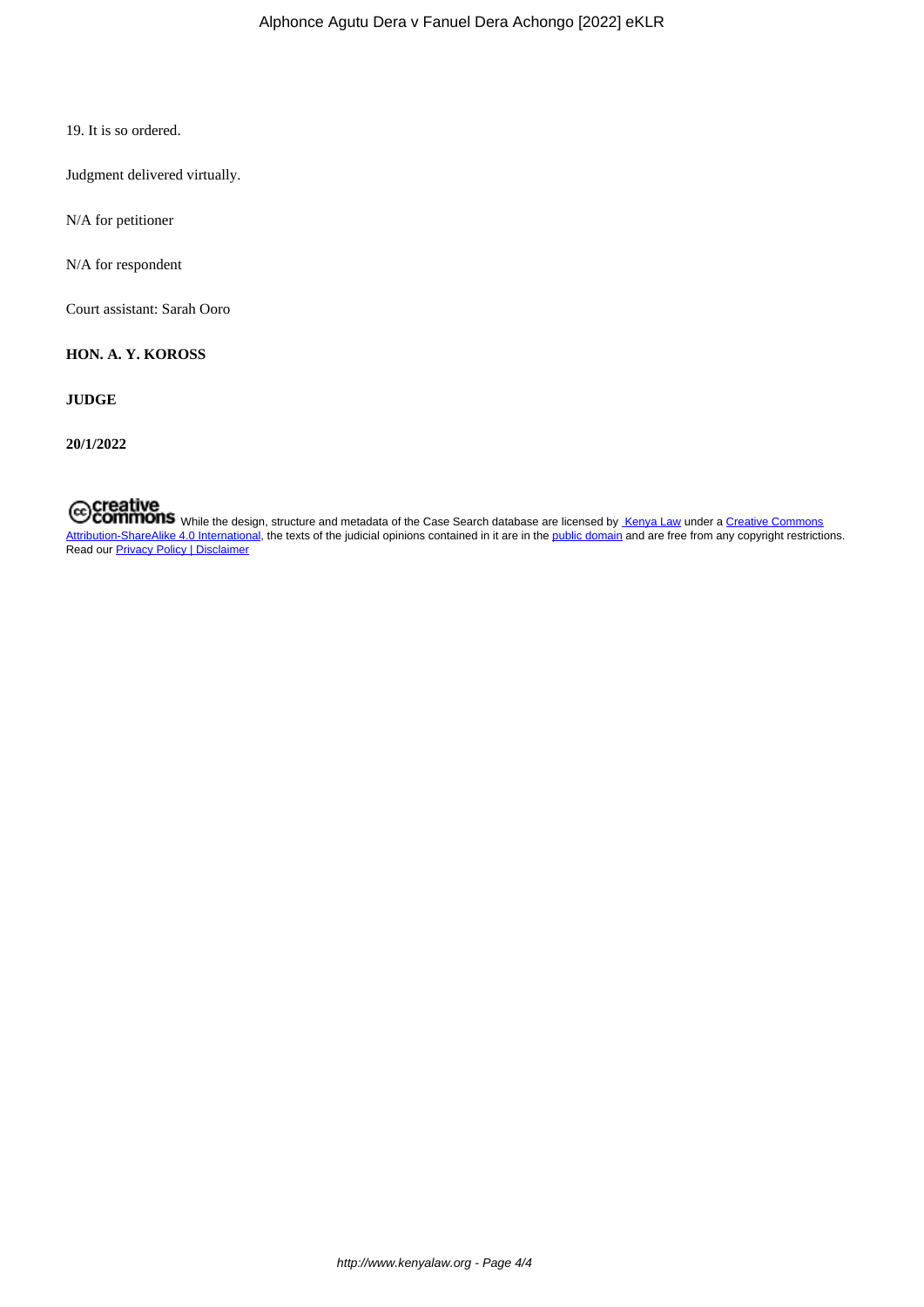19. It is so ordered.

Judgment delivered virtually.

N/A for petitioner

N/A for respondent

Court assistant: Sarah Ooro

**HON. A. Y. KOROSS**

**JUDGE**

**20/1/2022**

While the design, structure and metadata of the Case Search database are licensed by Kenya Law under a Creative Commons Attribution-ShareAlike 4.0 International, the texts of the judicial opinions contained in it are in the public domain and are free from any copyright restrictions. Read our Privacy Policy | Disclaimer